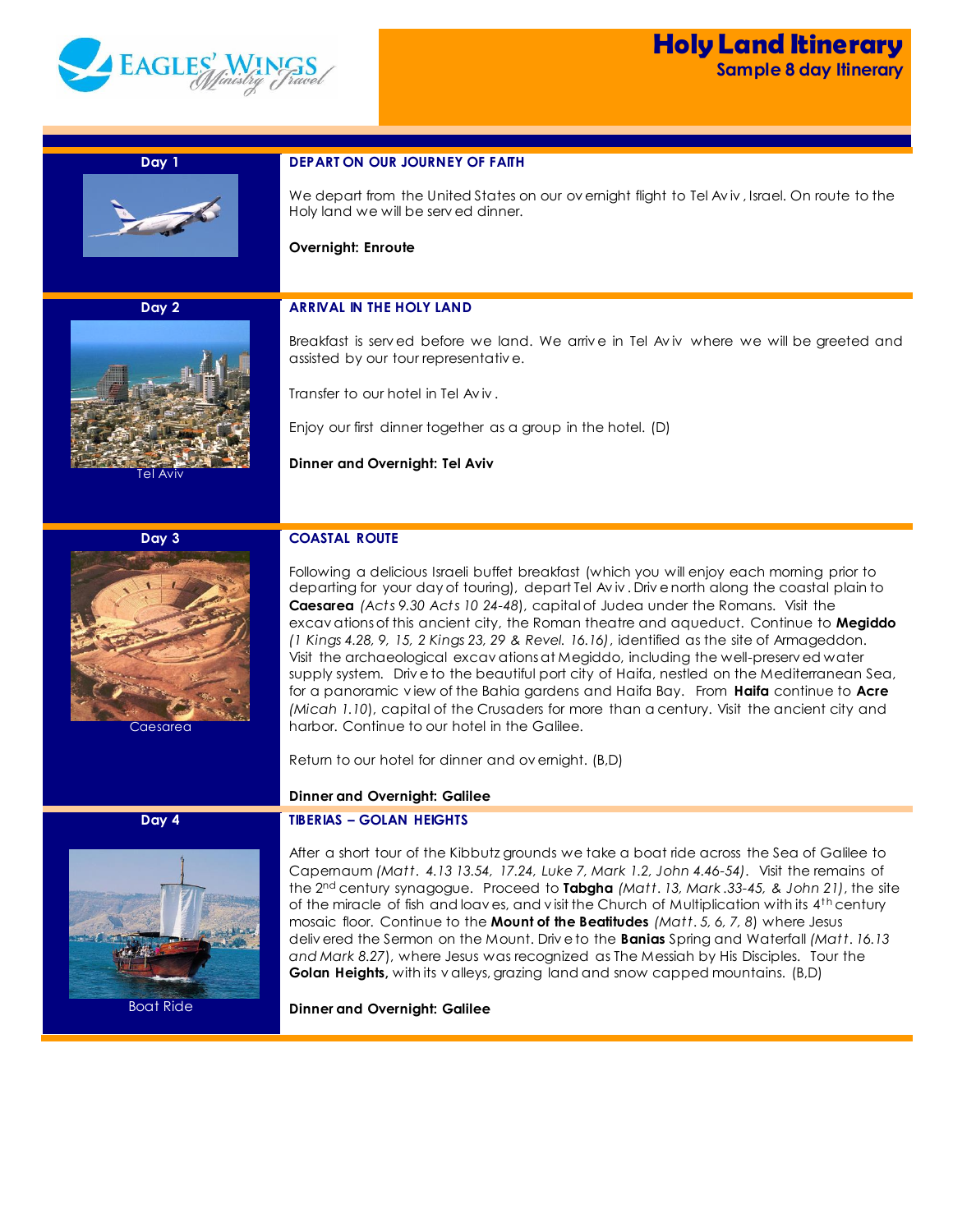# Holy Land Itinerary

## Sample 8 day Itinerary

### Day 1

**DEPART ON OUR JOURNEY OF FAITH**

We depart from the United States on our overnight flight to Tel Aviv, Israel. On route to the Holy land we will be served dinner.

**Overnight: Enroute**

### Day 2

**ARRIVAL IN THE HOLY LAND**

Tel Aviv

Breakfast is served before we land. We arrive in Tel Aviv where we will be greeted and assisted by our tour representative.

Transfer to our hotel in Tel Aviv.

Enjoy our first dinner together as a group in the hotel. (D)

**Dinner and Overnight: Tel Aviv**

### Day 3

**COASTAL ROUTE**

Caesarea

Following a delicious Israeli buffet breakfast (which you will enjoy each morning prior to departing for your day of touring), depart Tel Aviv. Drive north along the coastal plain to **Caesarea** *(Acts 9.30 Acts 10 24-48)*, capital of Judea under the Romans. Visit the excavations of this ancient city, the Roman theatre and aqueduct. Continue to **Megiddo** *(1 Kings 4.28, 9, 15, 2 Kings 23, 29 & Revel. 16.16)*, identified as the site of Armageddon. Visit the archaeological excavations at Megiddo, including the well-preserved water supply system. Drive to the beautiful port city of Haifa, nestled on the Mediterranean Sea, for a panoramic view of the Bahia gardens and Haifa Bay. From **Haifa** continue to **Acre** *(Micah 1.10)*, capital of the Crusaders for more than a century. Visit the ancient city and harbor. Continue to our hotel in the Galilee.

Return to our hotel for dinner and overnight. (B,D)

**Dinner and Overnight: Galilee**

### Day 4

**TIBERIAS – GOLAN HEIGHTS**

Boat Ride

After a short tour of the Kibbutz grounds we take a boat ride across the Sea of Galilee to Capernaum *(Matt. 4.13 13.54, 17.24, Luke 7, Mark 1.2, John 4.46-54)*. Visit the remains of the 2nd century synagogue. Proceed to **Tabgha** *(Matt. 13, Mark.33-45, & John 21)*, the site of the miracle of fish and loaves, and visit the Church of Multiplication with its 4th century mosaic floor. Continue to the **Mount of the Beatitudes** *(Matt. 5, 6, 7, 8)* where Jesus delivered the Sermon on the Mount. Drive to the **Banias** Spring and Waterfall *(Matt. 16.13 and Mark 8.27)*, where Jesus was recognized as The Messiah by His Disciples. Tour the **Golan Heights,** with its valleys, grazing land and snow capped mountains. (B,D)

**Dinner and Overnight: Galilee**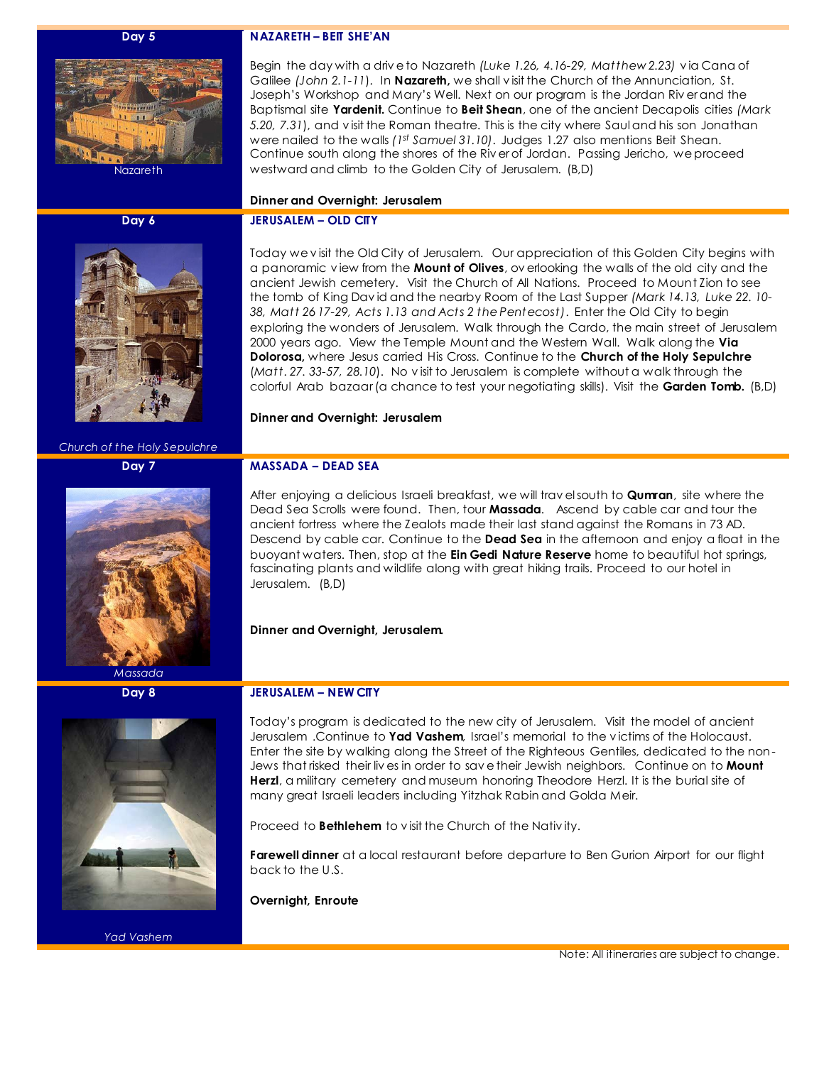## Day 5

### NAZARETH – BEIT SHE'AN

Begin the day with a drive to Nazareth *(Luke 1.26, 4.16-29, Matthew 2.23)* via Cana of Galilee *(John 2.1-11)*. In **Nazareth,** we shall visit the Church of the Annunciation, St. Joseph's Workshop and Mary's Well. Next on our program is the Jordan River and the Baptismal site **Yardenit.** Continue to **Beit Shean**, one of the ancient Decapolis cities *(Mark 5.20, 7.31)*, and visit the Roman theatre. This is the city where Saul and his son Jonathan were nailed to the walls *(1st Samuel 31.10)*. Judges 1.27 also mentions Beit Shean. Continue south along the shores of the River of Jordan. Passing Jericho, we proceed westward and climb to the Golden City of Jerusalem. (B,D)

Nazareth

**Dinner and Overnight: Jerusalem**

## Day 6

### JERUSALEM – OLD CITY

Today we visit the Old City of Jerusalem. Our appreciation of this Golden City begins with a panoramic view from the **Mount of Olives**, overlooking the walls of the old city and the ancient Jewish cemetery. Visit the Church of All Nations. Proceed to Mount Zion to see the tomb of King David and the nearby Room of the Last Supper *(Mark 14.13, Luke 22. 10-38, Matt 26 17-29, Acts 1.13 and Acts 2 the Pentecost)*. Enter the Old City to begin exploring the wonders of Jerusalem. Walk through the Cardo, the main street of Jerusalem 2000 years ago. View the Temple Mount and the Western Wall. Walk along the **Via Dolorosa,** where Jesus carried His Cross. Continue to the **Church of the Holy Sepulchre** (*Matt. 27. 33-57, 28.10*). No visit to Jerusalem is complete without a walk through the colorful Arab bazaar (a chance to test your negotiating skills). Visit the **Garden Tomb.** (B,D)

**Dinner and Overnight: Jerusalem**

*Church of the Holy Sepulchre*

## Day 7

### MASSADA – DEAD SEA

After enjoying a delicious Israeli breakfast, we will travel south to **Qumran**, site where the Dead Sea Scrolls were found. Then, tour **Massada**. Ascend by cable car and tour the ancient fortress where the Zealots made their last stand against the Romans in 73 AD. Descend by cable car. Continue to the **Dead Sea** in the afternoon and enjoy a float in the buoyant waters. Then, stop at the **Ein Gedi Nature Reserve** home to beautiful hot springs, fascinating plants and wildlife along with great hiking trails. Proceed to our hotel in Jerusalem. (B,D)

**Dinner and Overnight, Jerusalem.**

*Massada*

## Day 8

### JERUSALEM – NEW CITY

Today's program is dedicated to the new city of Jerusalem. Visit the model of ancient Jerusalem .Continue to **Yad Vashem**, Israel's memorial to the victims of the Holocaust. Enter the site by walking along the Street of the Righteous Gentiles, dedicated to the non-Jews that risked their lives in order to save their Jewish neighbors. Continue on to **Mount Herzl**, a military cemetery and museum honoring Theodore Herzl. It is the burial site of many great Israeli leaders including Yitzhak Rabin and Golda Meir.

Proceed to **Bethlehem** to visit the Church of the Nativity.

**Farewell dinner** at a local restaurant before departure to Ben Gurion Airport for our flight back to the U.S.

**Overnight, Enroute**

*Yad Vashem*

Note: All itineraries are subject to change.